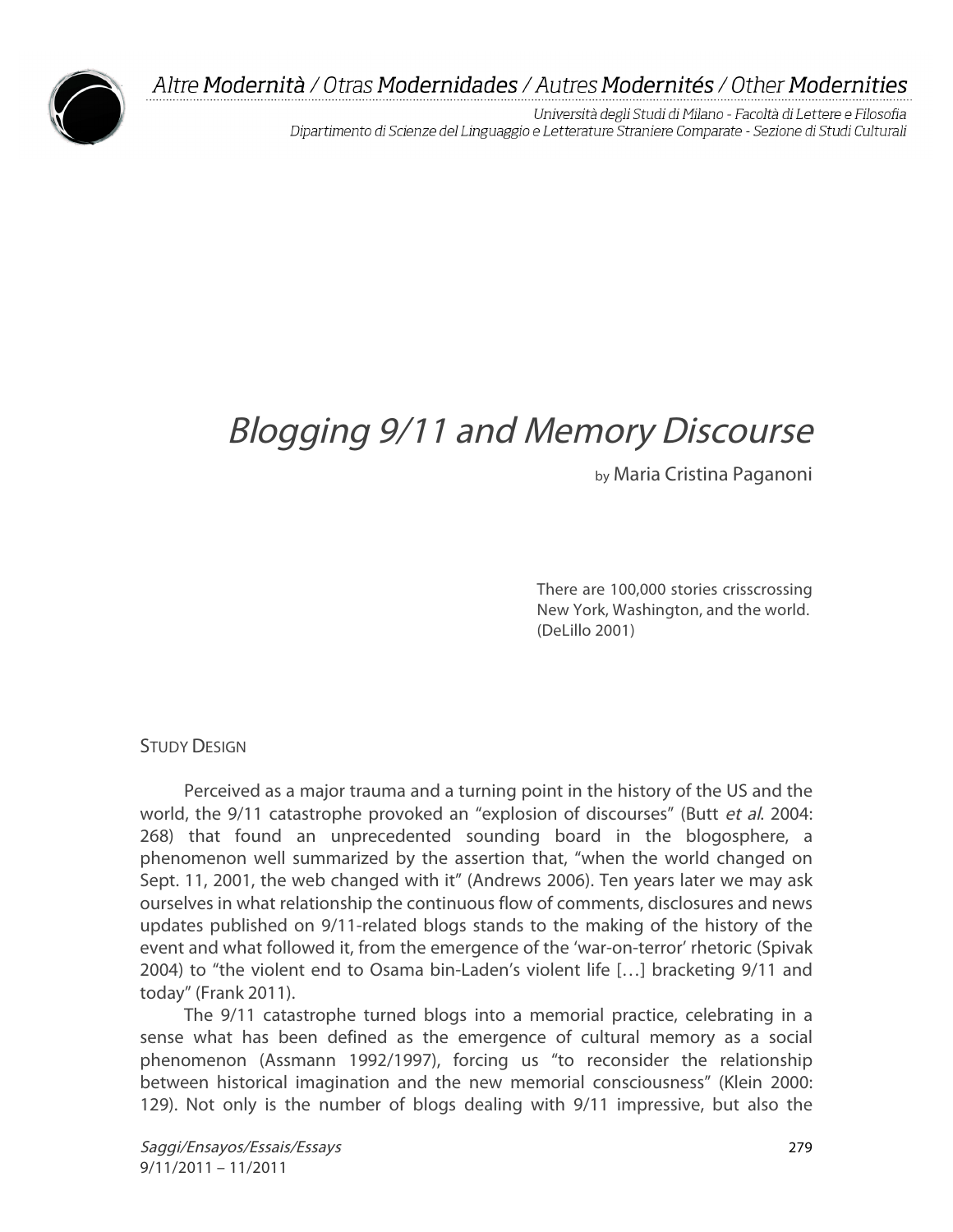# Blogging 9/11 and Memory Discourse

by Maria Cristina Paganoni

> There are 100,000 stories crisscrossing New York, Washington, and the world.
> (DeLillo 2001)

## Study Design

Perceived as a major trauma and a turning point in the history of the US and the world, the 9/11 catastrophe provoked an "explosion of discourses" (Butt *et al.* 2004: 268) that found an unprecedented sounding board in the blogosphere, a phenomenon well summarized by the assertion that, "when the world changed on Sept. 11, 2001, the web changed with it" (Andrews 2006). Ten years later we may ask ourselves in what relationship the continuous flow of comments, disclosures and news updates published on 9/11-related blogs stands to the making of the history of the event and what followed it, from the emergence of the 'war-on-terror' rhetoric (Spivak 2004) to "the violent end to Osama bin-Laden's violent life […] bracketing 9/11 and today" (Frank 2011).

The 9/11 catastrophe turned blogs into a memorial practice, celebrating in a sense what has been defined as the emergence of cultural memory as a social phenomenon (Assmann 1992/1997), forcing us "to reconsider the relationship between historical imagination and the new memorial consciousness" (Klein 2000: 129). Not only is the number of blogs dealing with 9/11 impressive, but also the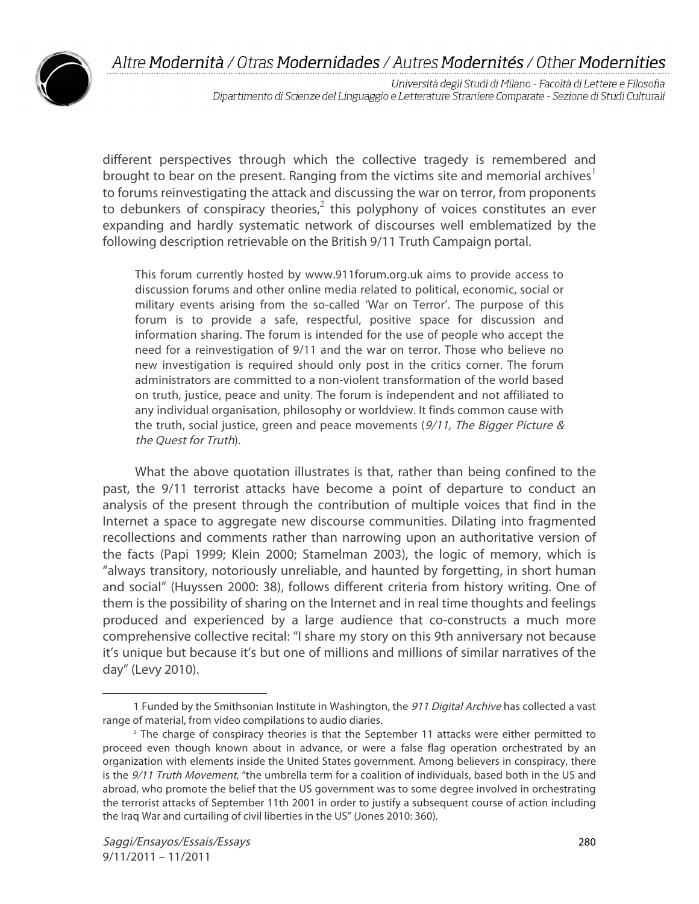different perspectives through which the collective tragedy is remembered and brought to bear on the present. Ranging from the victims site and memorial archives[1] to forums reinvestigating the attack and discussing the war on terror, from proponents to debunkers of conspiracy theories,[2] this polyphony of voices constitutes an ever expanding and hardly systematic network of discourses well emblematized by the following description retrievable on the British 9/11 Truth Campaign portal.

> This forum currently hosted by www.911forum.org.uk aims to provide access to discussion forums and other online media related to political, economic, social or military events arising from the so-called 'War on Terror'. The purpose of this forum is to provide a safe, respectful, positive space for discussion and information sharing. The forum is intended for the use of people who accept the need for a reinvestigation of 9/11 and the war on terror. Those who believe no new investigation is required should only post in the critics corner. The forum administrators are committed to a non-violent transformation of the world based on truth, justice, peace and unity. The forum is independent and not affiliated to any individual organisation, philosophy or worldview. It finds common cause with the truth, social justice, green and peace movements (*9/11, The Bigger Picture & the Quest for Truth*).

What the above quotation illustrates is that, rather than being confined to the past, the 9/11 terrorist attacks have become a point of departure to conduct an analysis of the present through the contribution of multiple voices that find in the Internet a space to aggregate new discourse communities. Dilating into fragmented recollections and comments rather than narrowing upon an authoritative version of the facts (Papi 1999; Klein 2000; Stamelman 2003), the logic of memory, which is "always transitory, notoriously unreliable, and haunted by forgetting, in short human and social" (Huyssen 2000: 38), follows different criteria from history writing. One of them is the possibility of sharing on the Internet and in real time thoughts and feelings produced and experienced by a large audience that co-constructs a much more comprehensive collective recital: "I share my story on this 9th anniversary not because it's unique but because it's but one of millions and millions of similar narratives of the day" (Levy 2010).

---

1 Funded by the Smithsonian Institute in Washington, the *911 Digital Archive* has collected a vast range of material, from video compilations to audio diaries.

2 The charge of conspiracy theories is that the September 11 attacks were either permitted to proceed even though known about in advance, or were a false flag operation orchestrated by an organization with elements inside the United States government. Among believers in conspiracy, there is the *9/11 Truth Movement*, "the umbrella term for a coalition of individuals, based both in the US and abroad, who promote the belief that the US government was to some degree involved in orchestrating the terrorist attacks of September 11th 2001 in order to justify a subsequent course of action including the Iraq War and curtailing of civil liberties in the US" (Jones 2010: 360).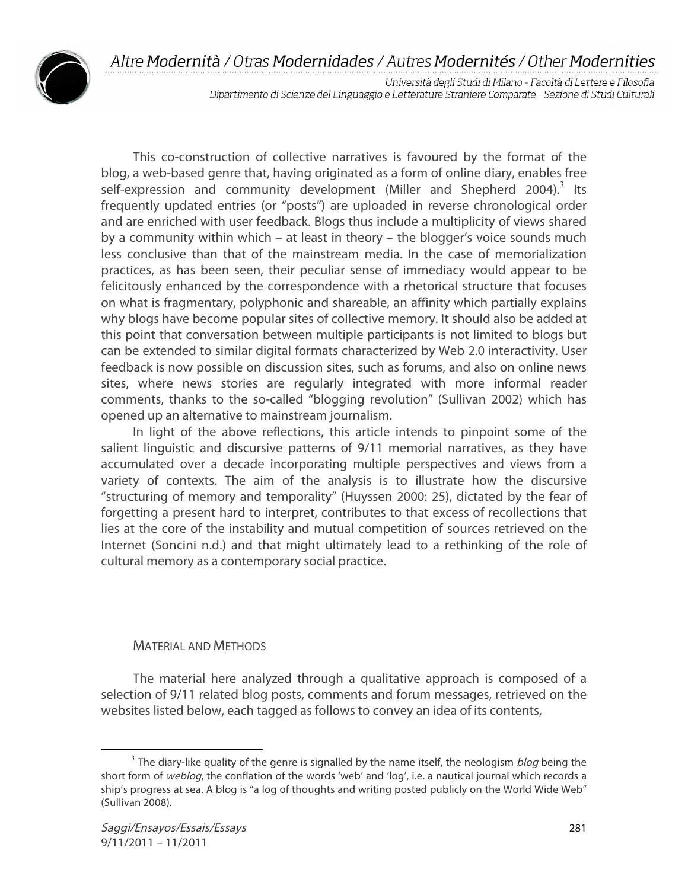This co-construction of collective narratives is favoured by the format of the blog, a web-based genre that, having originated as a form of online diary, enables free self-expression and community development (Miller and Shepherd 2004).[3] Its frequently updated entries (or "posts") are uploaded in reverse chronological order and are enriched with user feedback. Blogs thus include a multiplicity of views shared by a community within which – at least in theory – the blogger's voice sounds much less conclusive than that of the mainstream media. In the case of memorialization practices, as has been seen, their peculiar sense of immediacy would appear to be felicitously enhanced by the correspondence with a rhetorical structure that focuses on what is fragmentary, polyphonic and shareable, an affinity which partially explains why blogs have become popular sites of collective memory. It should also be added at this point that conversation between multiple participants is not limited to blogs but can be extended to similar digital formats characterized by Web 2.0 interactivity. User feedback is now possible on discussion sites, such as forums, and also on online news sites, where news stories are regularly integrated with more informal reader comments, thanks to the so-called "blogging revolution" (Sullivan 2002) which has opened up an alternative to mainstream journalism.

In light of the above reflections, this article intends to pinpoint some of the salient linguistic and discursive patterns of 9/11 memorial narratives, as they have accumulated over a decade incorporating multiple perspectives and views from a variety of contexts. The aim of the analysis is to illustrate how the discursive "structuring of memory and temporality" (Huyssen 2000: 25), dictated by the fear of forgetting a present hard to interpret, contributes to that excess of recollections that lies at the core of the instability and mutual competition of sources retrieved on the Internet (Soncini n.d.) and that might ultimately lead to a rethinking of the role of cultural memory as a contemporary social practice.

## Material and Methods

The material here analyzed through a qualitative approach is composed of a selection of 9/11 related blog posts, comments and forum messages, retrieved on the websites listed below, each tagged as follows to convey an idea of its contents,

[3] The diary-like quality of the genre is signalled by the name itself, the neologism *blog* being the short form of *weblog*, the conflation of the words 'web' and 'log', i.e. a nautical journal which records a ship's progress at sea. A blog is "a log of thoughts and writing posted publicly on the World Wide Web" (Sullivan 2008).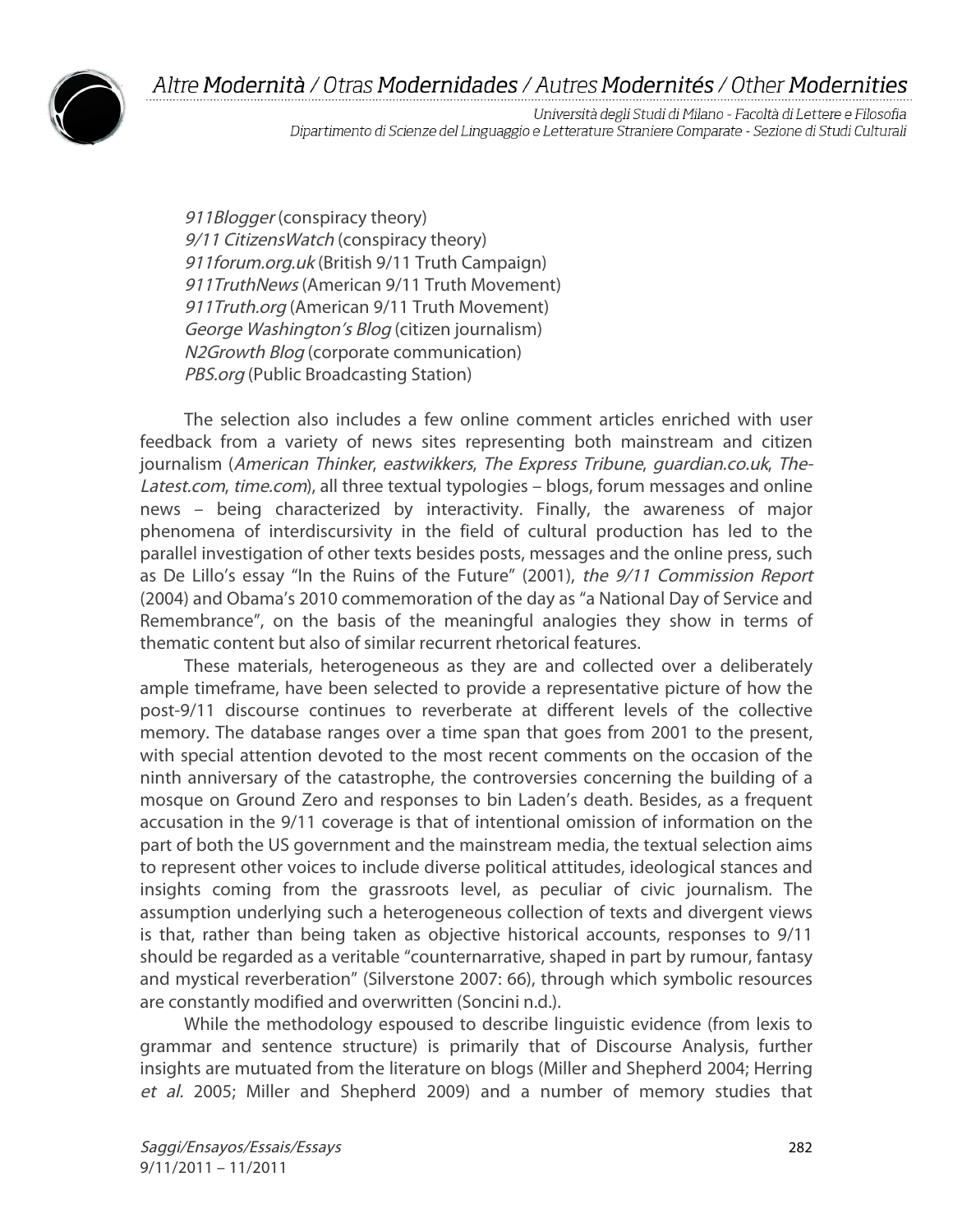*911Blogger* (conspiracy theory)
*9/11 CitizensWatch* (conspiracy theory)
*911forum.org.uk* (British 9/11 Truth Campaign)
*911TruthNews* (American 9/11 Truth Movement)
*911Truth.org* (American 9/11 Truth Movement)
*George Washington's Blog* (citizen journalism)
*N2Growth Blog* (corporate communication)
*PBS.org* (Public Broadcasting Station)

The selection also includes a few online comment articles enriched with user feedback from a variety of news sites representing both mainstream and citizen journalism (*American Thinker*, *eastwikkers*, *The Express Tribune*, *guardian.co.uk*, *The-Latest.com*, *time.com*), all three textual typologies – blogs, forum messages and online news – being characterized by interactivity. Finally, the awareness of major phenomena of interdiscursivity in the field of cultural production has led to the parallel investigation of other texts besides posts, messages and the online press, such as De Lillo's essay "In the Ruins of the Future" (2001), *the 9/11 Commission Report* (2004) and Obama's 2010 commemoration of the day as "a National Day of Service and Remembrance", on the basis of the meaningful analogies they show in terms of thematic content but also of similar recurrent rhetorical features.

These materials, heterogeneous as they are and collected over a deliberately ample timeframe, have been selected to provide a representative picture of how the post-9/11 discourse continues to reverberate at different levels of the collective memory. The database ranges over a time span that goes from 2001 to the present, with special attention devoted to the most recent comments on the occasion of the ninth anniversary of the catastrophe, the controversies concerning the building of a mosque on Ground Zero and responses to bin Laden's death. Besides, as a frequent accusation in the 9/11 coverage is that of intentional omission of information on the part of both the US government and the mainstream media, the textual selection aims to represent other voices to include diverse political attitudes, ideological stances and insights coming from the grassroots level, as peculiar of civic journalism. The assumption underlying such a heterogeneous collection of texts and divergent views is that, rather than being taken as objective historical accounts, responses to 9/11 should be regarded as a veritable "counternarrative, shaped in part by rumour, fantasy and mystical reverberation" (Silverstone 2007: 66), through which symbolic resources are constantly modified and overwritten (Soncini n.d.).

While the methodology espoused to describe linguistic evidence (from lexis to grammar and sentence structure) is primarily that of Discourse Analysis, further insights are mutuated from the literature on blogs (Miller and Shepherd 2004; Herring *et al.* 2005; Miller and Shepherd 2009) and a number of memory studies that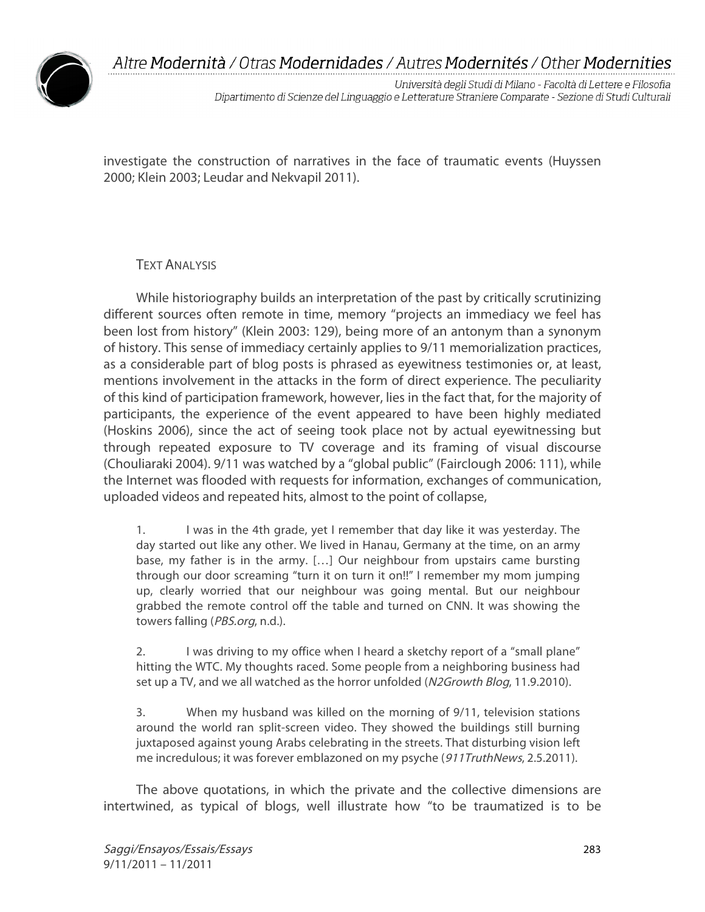investigate the construction of narratives in the face of traumatic events (Huyssen 2000; Klein 2003; Leudar and Nekvapil 2011).

## TEXT ANALYSIS

While historiography builds an interpretation of the past by critically scrutinizing different sources often remote in time, memory "projects an immediacy we feel has been lost from history" (Klein 2003: 129), being more of an antonym than a synonym of history. This sense of immediacy certainly applies to 9/11 memorialization practices, as a considerable part of blog posts is phrased as eyewitness testimonies or, at least, mentions involvement in the attacks in the form of direct experience. The peculiarity of this kind of participation framework, however, lies in the fact that, for the majority of participants, the experience of the event appeared to have been highly mediated (Hoskins 2006), since the act of seeing took place not by actual eyewitnessing but through repeated exposure to TV coverage and its framing of visual discourse (Chouliaraki 2004). 9/11 was watched by a "global public" (Fairclough 2006: 111), while the Internet was flooded with requests for information, exchanges of communication, uploaded videos and repeated hits, almost to the point of collapse,

> 1. I was in the 4th grade, yet I remember that day like it was yesterday. The day started out like any other. We lived in Hanau, Germany at the time, on an army base, my father is in the army. […] Our neighbour from upstairs came bursting through our door screaming "turn it on turn it on!!" I remember my mom jumping up, clearly worried that our neighbour was going mental. But our neighbour grabbed the remote control off the table and turned on CNN. It was showing the towers falling (*PBS.org*, n.d.).
>
> 2. I was driving to my office when I heard a sketchy report of a "small plane" hitting the WTC. My thoughts raced. Some people from a neighboring business had set up a TV, and we all watched as the horror unfolded (*N2Growth Blog*, 11.9.2010).
>
> 3. When my husband was killed on the morning of 9/11, television stations around the world ran split-screen video. They showed the buildings still burning juxtaposed against young Arabs celebrating in the streets. That disturbing vision left me incredulous; it was forever emblazoned on my psyche (*911TruthNews*, 2.5.2011).

The above quotations, in which the private and the collective dimensions are intertwined, as typical of blogs, well illustrate how "to be traumatized is to be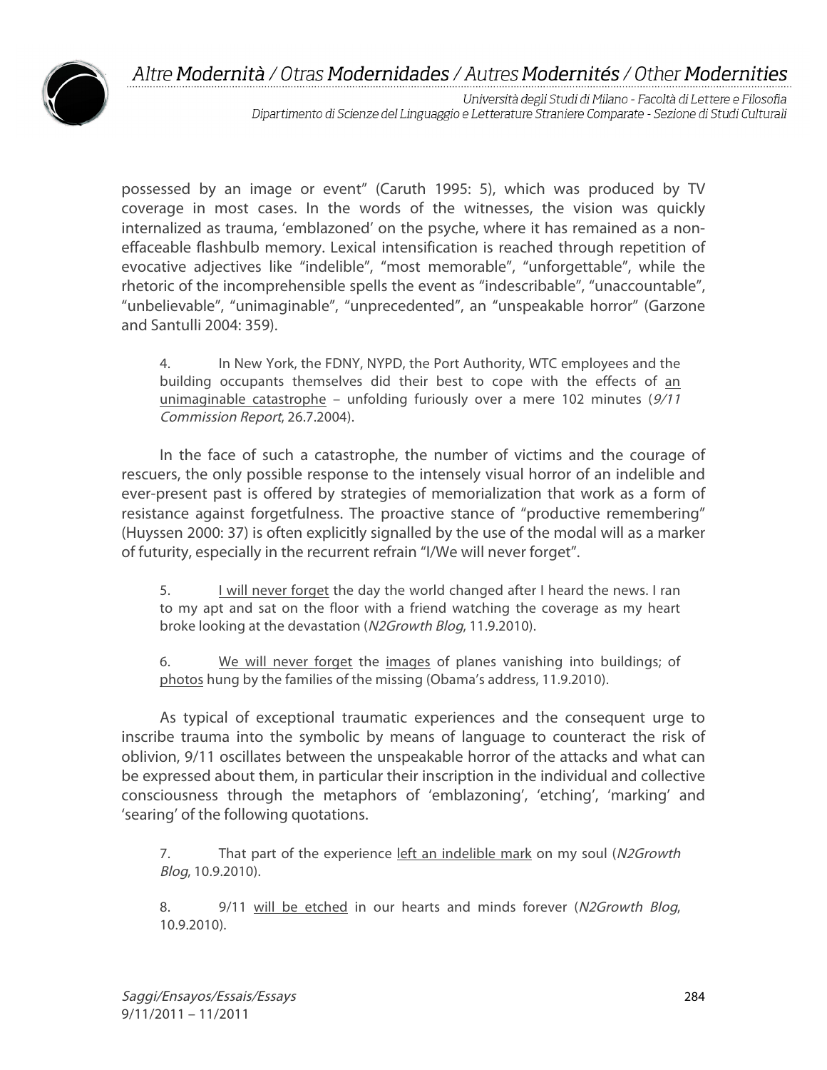possessed by an image or event" (Caruth 1995: 5), which was produced by TV coverage in most cases. In the words of the witnesses, the vision was quickly internalized as trauma, 'emblazoned' on the psyche, where it has remained as a non-effaceable flashbulb memory. Lexical intensification is reached through repetition of evocative adjectives like "indelible", "most memorable", "unforgettable", while the rhetoric of the incomprehensible spells the event as "indescribable", "unaccountable", "unbelievable", "unimaginable", "unprecedented", an "unspeakable horror" (Garzone and Santulli 2004: 359).

> 4. In New York, the FDNY, NYPD, the Port Authority, WTC employees and the building occupants themselves did their best to cope with the effects of <u>an unimaginable catastrophe</u> – unfolding furiously over a mere 102 minutes (*9/11 Commission Report*, 26.7.2004).

In the face of such a catastrophe, the number of victims and the courage of rescuers, the only possible response to the intensely visual horror of an indelible and ever-present past is offered by strategies of memorialization that work as a form of resistance against forgetfulness. The proactive stance of "productive remembering" (Huyssen 2000: 37) is often explicitly signalled by the use of the modal will as a marker of futurity, especially in the recurrent refrain "I/We will never forget".

> 5. <u>I will never forget</u> the day the world changed after I heard the news. I ran to my apt and sat on the floor with a friend watching the coverage as my heart broke looking at the devastation (*N2Growth Blog*, 11.9.2010).

> 6. <u>We will never forget</u> the <u>images</u> of planes vanishing into buildings; of <u>photos</u> hung by the families of the missing (Obama's address, 11.9.2010).

As typical of exceptional traumatic experiences and the consequent urge to inscribe trauma into the symbolic by means of language to counteract the risk of oblivion, 9/11 oscillates between the unspeakable horror of the attacks and what can be expressed about them, in particular their inscription in the individual and collective consciousness through the metaphors of 'emblazoning', 'etching', 'marking' and 'searing' of the following quotations.

> 7. That part of the experience <u>left an indelible mark</u> on my soul (*N2Growth Blog*, 10.9.2010).

> 8. 9/11 <u>will be etched</u> in our hearts and minds forever (*N2Growth Blog*, 10.9.2010).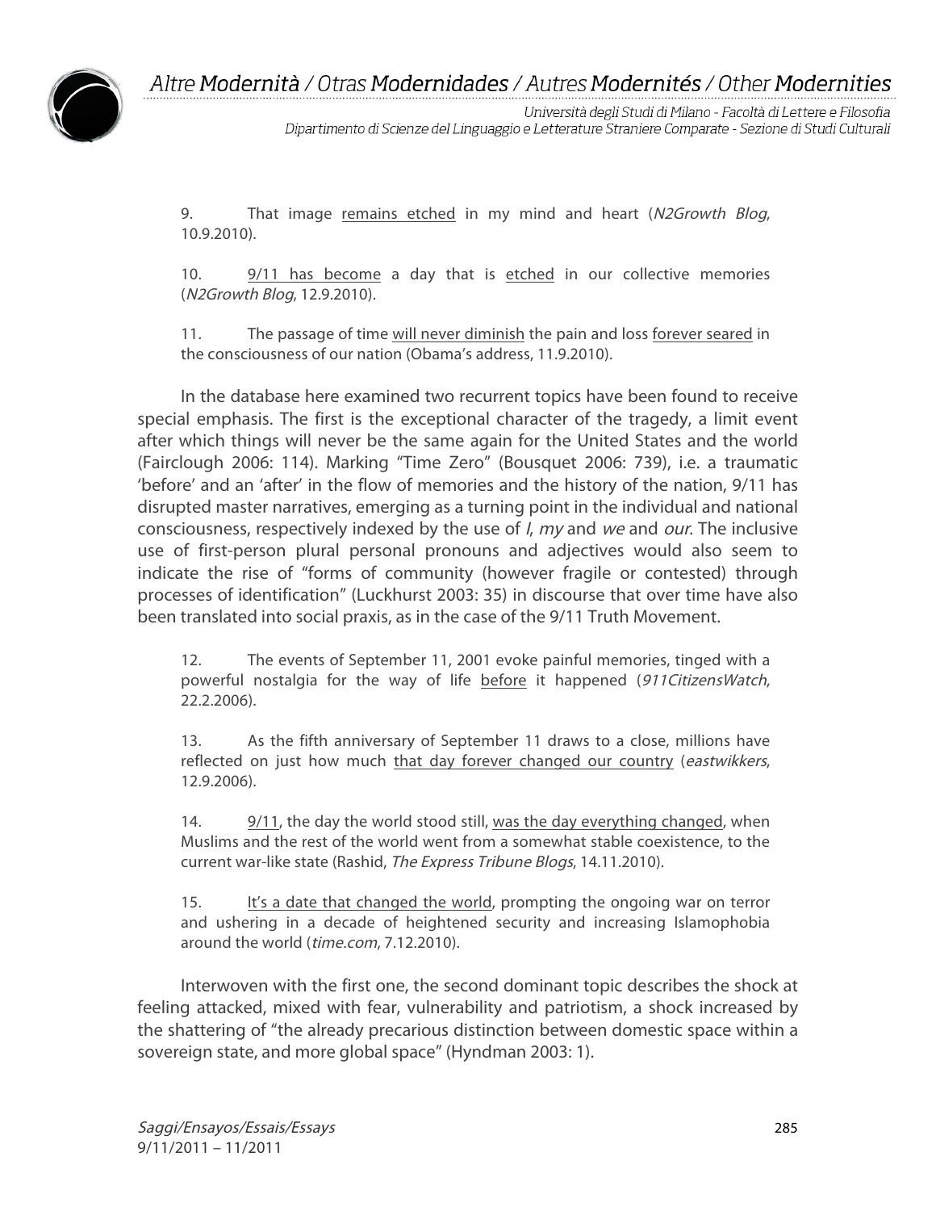9. That image <u>remains etched</u> in my mind and heart (*N2Growth Blog*, 10.9.2010).

10. <u>9/11 has become</u> a day that is <u>etched</u> in our collective memories (*N2Growth Blog*, 12.9.2010).

11. The passage of time <u>will never diminish</u> the pain and loss <u>forever seared</u> in the consciousness of our nation (Obama's address, 11.9.2010).

In the database here examined two recurrent topics have been found to receive special emphasis. The first is the exceptional character of the tragedy, a limit event after which things will never be the same again for the United States and the world (Fairclough 2006: 114). Marking "Time Zero" (Bousquet 2006: 739), i.e. a traumatic 'before' and an 'after' in the flow of memories and the history of the nation, 9/11 has disrupted master narratives, emerging as a turning point in the individual and national consciousness, respectively indexed by the use of *I*, *my* and *we* and *our*. The inclusive use of first-person plural personal pronouns and adjectives would also seem to indicate the rise of "forms of community (however fragile or contested) through processes of identification" (Luckhurst 2003: 35) in discourse that over time have also been translated into social praxis, as in the case of the 9/11 Truth Movement.

12. The events of September 11, 2001 evoke painful memories, tinged with a powerful nostalgia for the way of life <u>before</u> it happened (*911CitizensWatch*, 22.2.2006).

13. As the fifth anniversary of September 11 draws to a close, millions have reflected on just how much <u>that day forever changed our country</u> (*eastwikkers*, 12.9.2006).

14. <u>9/11</u>, the day the world stood still, <u>was the day everything changed</u>, when Muslims and the rest of the world went from a somewhat stable coexistence, to the current war-like state (Rashid, *The Express Tribune Blogs*, 14.11.2010).

15. <u>It's a date that changed the world</u>, prompting the ongoing war on terror and ushering in a decade of heightened security and increasing Islamophobia around the world (*time.com*, 7.12.2010).

Interwoven with the first one, the second dominant topic describes the shock at feeling attacked, mixed with fear, vulnerability and patriotism, a shock increased by the shattering of "the already precarious distinction between domestic space within a sovereign state, and more global space" (Hyndman 2003: 1).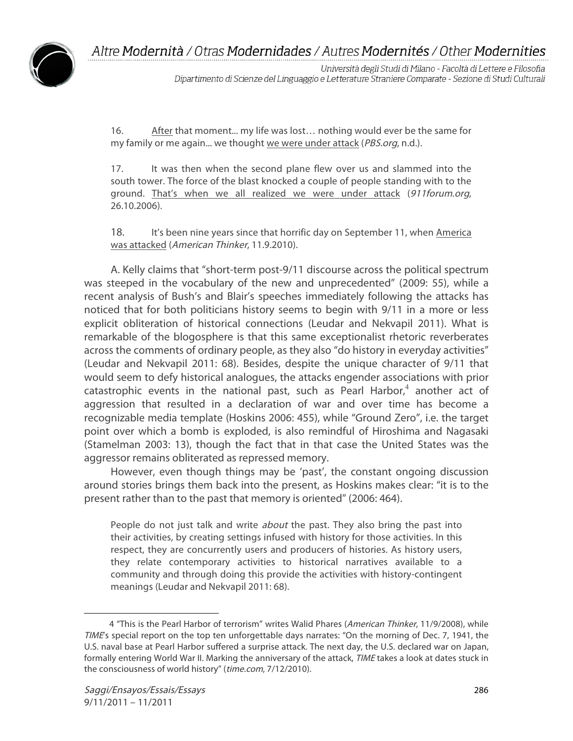16. After that moment... my life was lost… nothing would ever be the same for my family or me again... we thought we were under attack (*PBS.org*, n.d.).

17. It was then when the second plane flew over us and slammed into the south tower. The force of the blast knocked a couple of people standing with to the ground. That's when we all realized we were under attack (*911forum.org*, 26.10.2006).

18. It's been nine years since that horrific day on September 11, when America was attacked (*American Thinker*, 11.9.2010).

A. Kelly claims that "short-term post-9/11 discourse across the political spectrum was steeped in the vocabulary of the new and unprecedented" (2009: 55), while a recent analysis of Bush's and Blair's speeches immediately following the attacks has noticed that for both politicians history seems to begin with 9/11 in a more or less explicit obliteration of historical connections (Leudar and Nekvapil 2011). What is remarkable of the blogosphere is that this same exceptionalist rhetoric reverberates across the comments of ordinary people, as they also "do history in everyday activities" (Leudar and Nekvapil 2011: 68). Besides, despite the unique character of 9/11 that would seem to defy historical analogues, the attacks engender associations with prior catastrophic events in the national past, such as Pearl Harbor,[4] another act of aggression that resulted in a declaration of war and over time has become a recognizable media template (Hoskins 2006: 455), while "Ground Zero", i.e. the target point over which a bomb is exploded, is also remindful of Hiroshima and Nagasaki (Stamelman 2003: 13), though the fact that in that case the United States was the aggressor remains obliterated as repressed memory.

However, even though things may be 'past', the constant ongoing discussion around stories brings them back into the present, as Hoskins makes clear: "it is to the present rather than to the past that memory is oriented" (2006: 464).

> People do not just talk and write *about* the past. They also bring the past into their activities, by creating settings infused with history for those activities. In this respect, they are concurrently users and producers of histories. As history users, they relate contemporary activities to historical narratives available to a community and through doing this provide the activities with history-contingent meanings (Leudar and Nekvapil 2011: 68).

---

4 "This is the Pearl Harbor of terrorism" writes Walid Phares (*American Thinker*, 11/9/2008), while *TIME*'s special report on the top ten unforgettable days narrates: "On the morning of Dec. 7, 1941, the U.S. naval base at Pearl Harbor suffered a surprise attack. The next day, the U.S. declared war on Japan, formally entering World War II. Marking the anniversary of the attack, *TIME* takes a look at dates stuck in the consciousness of world history" (*time.com*, 7/12/2010).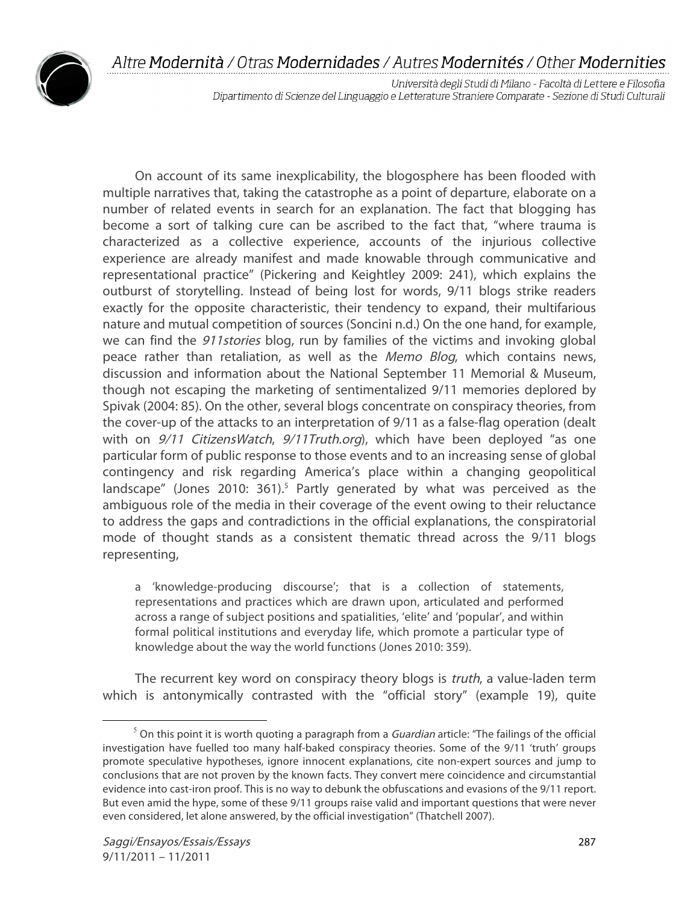On account of its same inexplicability, the blogosphere has been flooded with multiple narratives that, taking the catastrophe as a point of departure, elaborate on a number of related events in search for an explanation. The fact that blogging has become a sort of talking cure can be ascribed to the fact that, "where trauma is characterized as a collective experience, accounts of the injurious collective experience are already manifest and made knowable through communicative and representational practice" (Pickering and Keightley 2009: 241), which explains the outburst of storytelling. Instead of being lost for words, 9/11 blogs strike readers exactly for the opposite characteristic, their tendency to expand, their multifarious nature and mutual competition of sources (Soncini n.d.) On the one hand, for example, we can find the *911stories* blog, run by families of the victims and invoking global peace rather than retaliation, as well as the *Memo Blog*, which contains news, discussion and information about the National September 11 Memorial & Museum, though not escaping the marketing of sentimentalized 9/11 memories deplored by Spivak (2004: 85). On the other, several blogs concentrate on conspiracy theories, from the cover-up of the attacks to an interpretation of 9/11 as a false-flag operation (dealt with on *9/11 CitizensWatch*, *9/11Truth.org*), which have been deployed "as one particular form of public response to those events and to an increasing sense of global contingency and risk regarding America's place within a changing geopolitical landscape" (Jones 2010: 361).[5] Partly generated by what was perceived as the ambiguous role of the media in their coverage of the event owing to their reluctance to address the gaps and contradictions in the official explanations, the conspiratorial mode of thought stands as a consistent thematic thread across the 9/11 blogs representing,

> a 'knowledge-producing discourse'; that is a collection of statements, representations and practices which are drawn upon, articulated and performed across a range of subject positions and spatialities, 'elite' and 'popular', and within formal political institutions and everyday life, which promote a particular type of knowledge about the way the world functions (Jones 2010: 359).

The recurrent key word on conspiracy theory blogs is *truth*, a value-laden term which is antonymically contrasted with the "official story" (example 19), quite

---

[5] On this point it is worth quoting a paragraph from a *Guardian* article: "The failings of the official investigation have fuelled too many half-baked conspiracy theories. Some of the 9/11 'truth' groups promote speculative hypotheses, ignore innocent explanations, cite non-expert sources and jump to conclusions that are not proven by the known facts. They convert mere coincidence and circumstantial evidence into cast-iron proof. This is no way to debunk the obfuscations and evasions of the 9/11 report. But even amid the hype, some of these 9/11 groups raise valid and important questions that were never even considered, let alone answered, by the official investigation" (Thatchell 2007).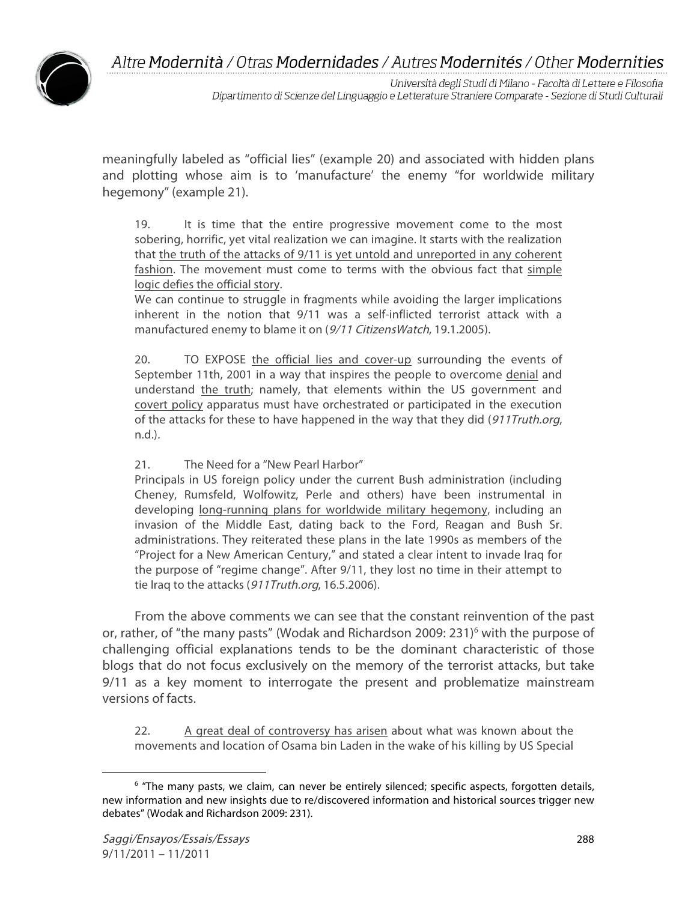meaningfully labeled as "official lies" (example 20) and associated with hidden plans and plotting whose aim is to 'manufacture' the enemy "for worldwide military hegemony" (example 21).

> 19. It is time that the entire progressive movement come to the most sobering, horrific, yet vital realization we can imagine. It starts with the realization that <u>the truth of the attacks of 9/11 is yet untold and unreported in any coherent fashion</u>. The movement must come to terms with the obvious fact that <u>simple logic defies the official story</u>.
> We can continue to struggle in fragments while avoiding the larger implications inherent in the notion that 9/11 was a self-inflicted terrorist attack with a manufactured enemy to blame it on (*9/11 CitizensWatch*, 19.1.2005).

> 20. TO EXPOSE <u>the official lies and cover-up</u> surrounding the events of September 11th, 2001 in a way that inspires the people to overcome <u>denial</u> and understand <u>the truth</u>; namely, that elements within the US government and <u>covert policy</u> apparatus must have orchestrated or participated in the execution of the attacks for these to have happened in the way that they did (*911Truth.org*, n.d.).

> 21. The Need for a "New Pearl Harbor"
> Principals in US foreign policy under the current Bush administration (including Cheney, Rumsfeld, Wolfowitz, Perle and others) have been instrumental in developing <u>long-running plans for worldwide military hegemony</u>, including an invasion of the Middle East, dating back to the Ford, Reagan and Bush Sr. administrations. They reiterated these plans in the late 1990s as members of the "Project for a New American Century," and stated a clear intent to invade Iraq for the purpose of "regime change". After 9/11, they lost no time in their attempt to tie Iraq to the attacks (*911Truth.org*, 16.5.2006).

From the above comments we can see that the constant reinvention of the past or, rather, of "the many pasts" (Wodak and Richardson 2009: 231)[6] with the purpose of challenging official explanations tends to be the dominant characteristic of those blogs that do not focus exclusively on the memory of the terrorist attacks, but take 9/11 as a key moment to interrogate the present and problematize mainstream versions of facts.

> 22. <u>A great deal of controversy has arisen</u> about what was known about the movements and location of Osama bin Laden in the wake of his killing by US Special

[6] "The many pasts, we claim, can never be entirely silenced; specific aspects, forgotten details, new information and new insights due to re/discovered information and historical sources trigger new debates" (Wodak and Richardson 2009: 231).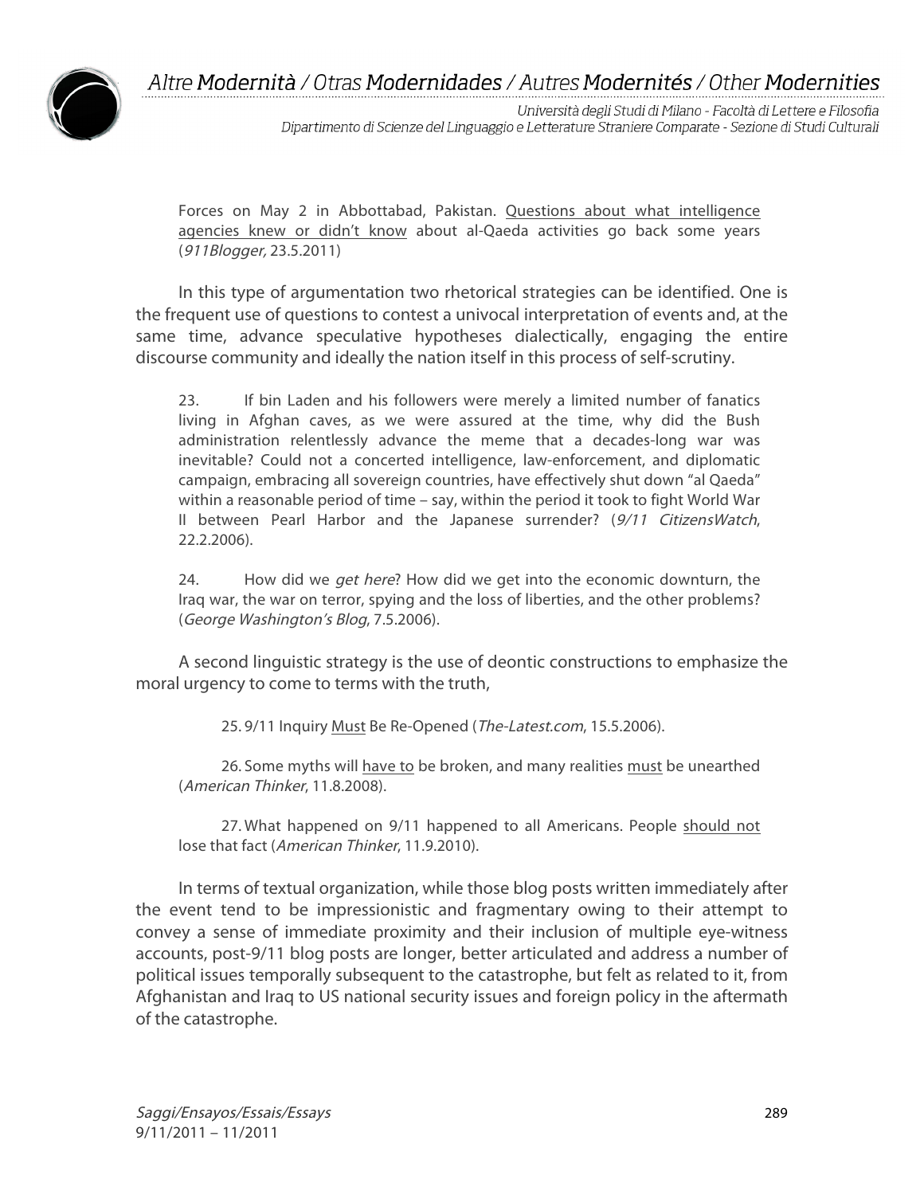> Forces on May 2 in Abbottabad, Pakistan. <u>Questions about what intelligence agencies knew or didn't know</u> about al-Qaeda activities go back some years (*911Blogger,* 23.5.2011)

In this type of argumentation two rhetorical strategies can be identified. One is the frequent use of questions to contest a univocal interpretation of events and, at the same time, advance speculative hypotheses dialectically, engaging the entire discourse community and ideally the nation itself in this process of self-scrutiny.

> 23. If bin Laden and his followers were merely a limited number of fanatics living in Afghan caves, as we were assured at the time, why did the Bush administration relentlessly advance the meme that a decades-long war was inevitable? Could not a concerted intelligence, law-enforcement, and diplomatic campaign, embracing all sovereign countries, have effectively shut down "al Qaeda" within a reasonable period of time – say, within the period it took to fight World War II between Pearl Harbor and the Japanese surrender? (*9/11 CitizensWatch*, 22.2.2006).

> 24. How did we *get here*? How did we get into the economic downturn, the Iraq war, the war on terror, spying and the loss of liberties, and the other problems? (*George Washington's Blog*, 7.5.2006).

A second linguistic strategy is the use of deontic constructions to emphasize the moral urgency to come to terms with the truth,

> 25. 9/11 Inquiry <u>Must</u> Be Re-Opened (*The-Latest.com*, 15.5.2006).

> 26. Some myths will <u>have to</u> be broken, and many realities <u>must</u> be unearthed (*American Thinker*, 11.8.2008).

> 27. What happened on 9/11 happened to all Americans. People <u>should not</u> lose that fact (*American Thinker*, 11.9.2010).

In terms of textual organization, while those blog posts written immediately after the event tend to be impressionistic and fragmentary owing to their attempt to convey a sense of immediate proximity and their inclusion of multiple eye-witness accounts, post-9/11 blog posts are longer, better articulated and address a number of political issues temporally subsequent to the catastrophe, but felt as related to it, from Afghanistan and Iraq to US national security issues and foreign policy in the aftermath of the catastrophe.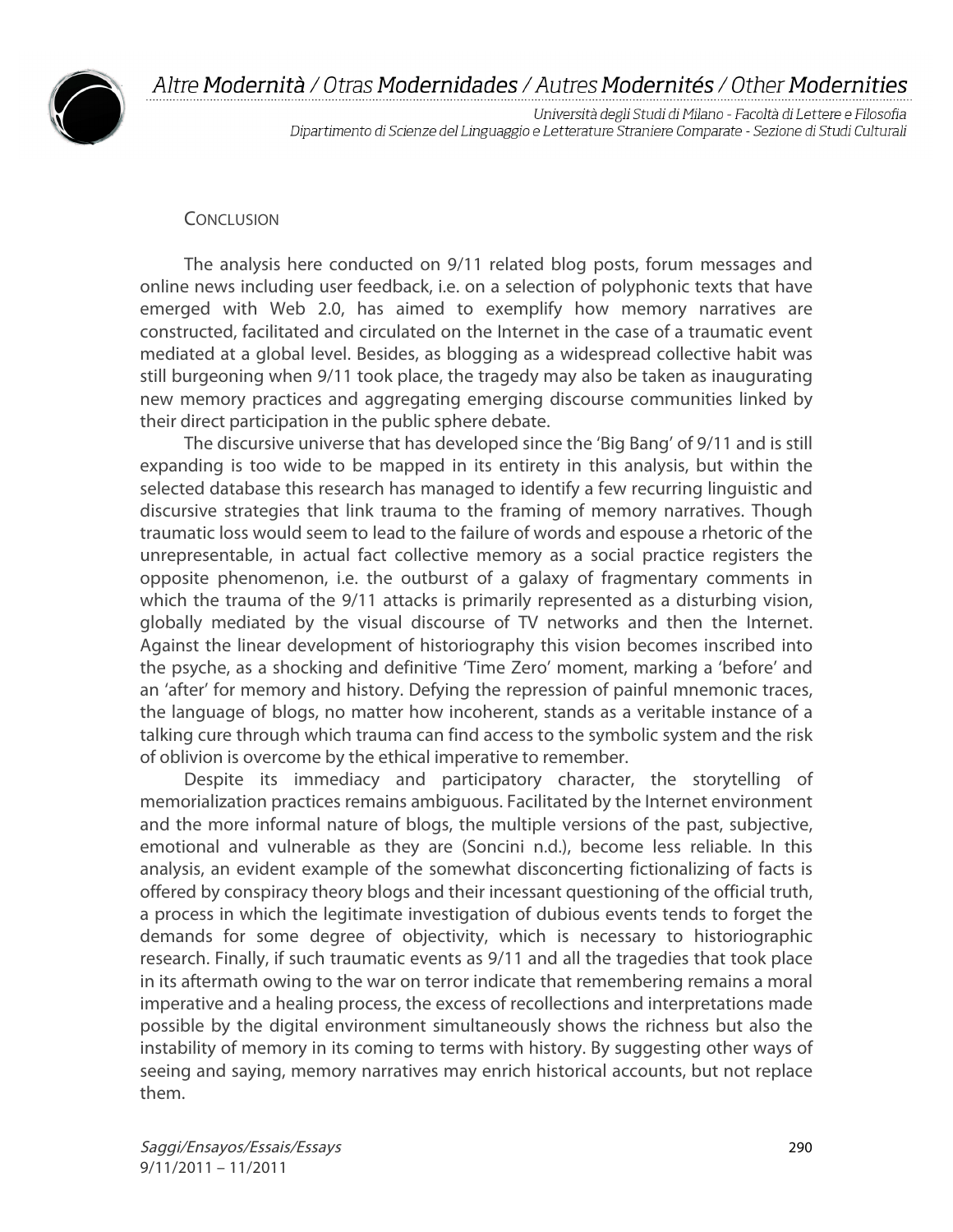## Conclusion

The analysis here conducted on 9/11 related blog posts, forum messages and online news including user feedback, i.e. on a selection of polyphonic texts that have emerged with Web 2.0, has aimed to exemplify how memory narratives are constructed, facilitated and circulated on the Internet in the case of a traumatic event mediated at a global level. Besides, as blogging as a widespread collective habit was still burgeoning when 9/11 took place, the tragedy may also be taken as inaugurating new memory practices and aggregating emerging discourse communities linked by their direct participation in the public sphere debate.

The discursive universe that has developed since the 'Big Bang' of 9/11 and is still expanding is too wide to be mapped in its entirety in this analysis, but within the selected database this research has managed to identify a few recurring linguistic and discursive strategies that link trauma to the framing of memory narratives. Though traumatic loss would seem to lead to the failure of words and espouse a rhetoric of the unrepresentable, in actual fact collective memory as a social practice registers the opposite phenomenon, i.e. the outburst of a galaxy of fragmentary comments in which the trauma of the 9/11 attacks is primarily represented as a disturbing vision, globally mediated by the visual discourse of TV networks and then the Internet. Against the linear development of historiography this vision becomes inscribed into the psyche, as a shocking and definitive 'Time Zero' moment, marking a 'before' and an 'after' for memory and history. Defying the repression of painful mnemonic traces, the language of blogs, no matter how incoherent, stands as a veritable instance of a talking cure through which trauma can find access to the symbolic system and the risk of oblivion is overcome by the ethical imperative to remember.

Despite its immediacy and participatory character, the storytelling of memorialization practices remains ambiguous. Facilitated by the Internet environment and the more informal nature of blogs, the multiple versions of the past, subjective, emotional and vulnerable as they are (Soncini n.d.), become less reliable. In this analysis, an evident example of the somewhat disconcerting fictionalizing of facts is offered by conspiracy theory blogs and their incessant questioning of the official truth, a process in which the legitimate investigation of dubious events tends to forget the demands for some degree of objectivity, which is necessary to historiographic research. Finally, if such traumatic events as 9/11 and all the tragedies that took place in its aftermath owing to the war on terror indicate that remembering remains a moral imperative and a healing process, the excess of recollections and interpretations made possible by the digital environment simultaneously shows the richness but also the instability of memory in its coming to terms with history. By suggesting other ways of seeing and saying, memory narratives may enrich historical accounts, but not replace them.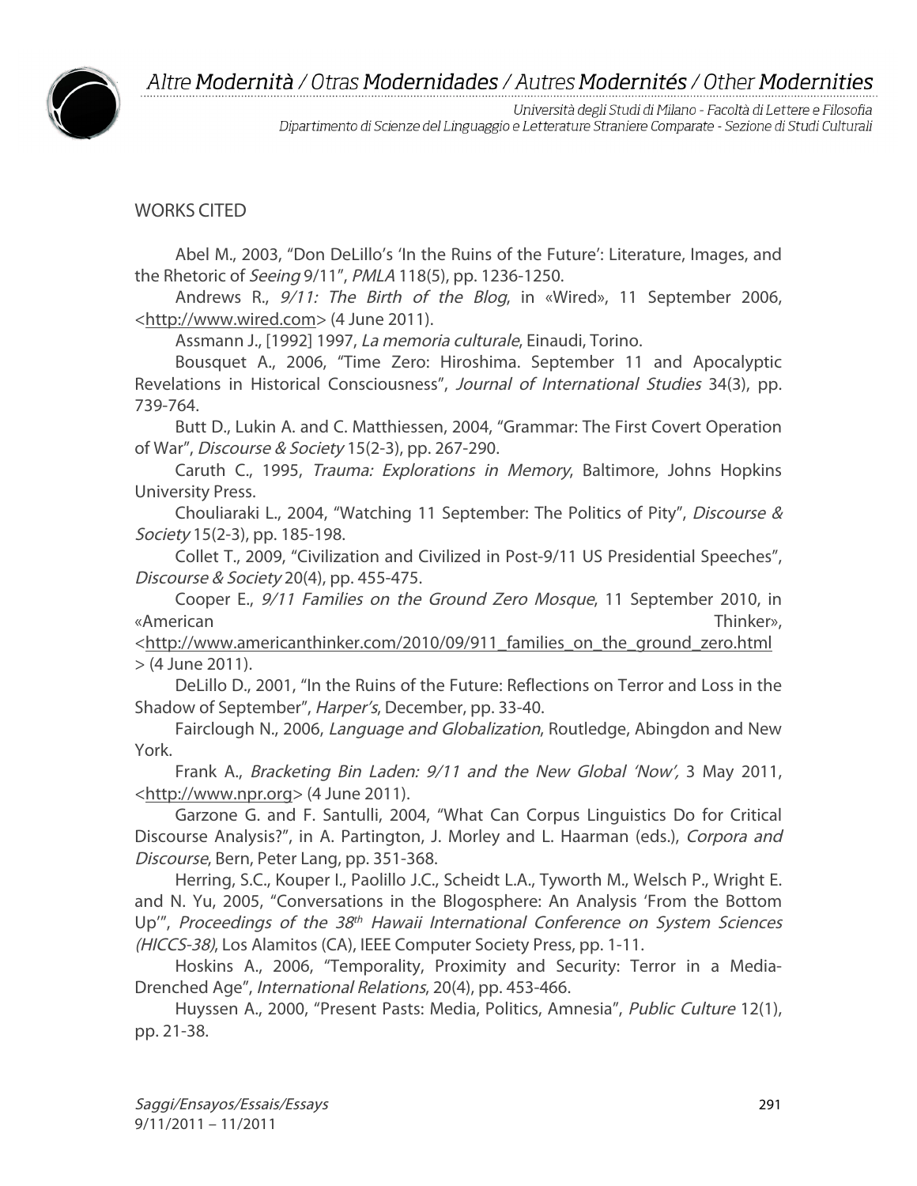## WORKS CITED

Abel M., 2003, "Don DeLillo's 'In the Ruins of the Future': Literature, Images, and the Rhetoric of *Seeing* 9/11", *PMLA* 118(5), pp. 1236-1250.

Andrews R., *9/11: The Birth of the Blog*, in «Wired», 11 September 2006, <http://www.wired.com> (4 June 2011).

Assmann J., [1992] 1997, *La memoria culturale*, Einaudi, Torino.

Bousquet A., 2006, "Time Zero: Hiroshima. September 11 and Apocalyptic Revelations in Historical Consciousness", *Journal of International Studies* 34(3), pp. 739-764.

Butt D., Lukin A. and C. Matthiessen, 2004, "Grammar: The First Covert Operation of War", *Discourse & Society* 15(2-3), pp. 267-290.

Caruth C., 1995, *Trauma: Explorations in Memory*, Baltimore, Johns Hopkins University Press.

Chouliaraki L., 2004, "Watching 11 September: The Politics of Pity", *Discourse & Society* 15(2-3), pp. 185-198.

Collet T., 2009, "Civilization and Civilized in Post-9/11 US Presidential Speeches", *Discourse & Society* 20(4), pp. 455-475.

Cooper E., *9/11 Families on the Ground Zero Mosque*, 11 September 2010, in «American Thinker», <http://www.americanthinker.com/2010/09/911_families_on_the_ground_zero.html> (4 June 2011).

DeLillo D., 2001, "In the Ruins of the Future: Reflections on Terror and Loss in the Shadow of September", *Harper's*, December, pp. 33-40.

Fairclough N., 2006, *Language and Globalization*, Routledge, Abingdon and New York.

Frank A., *Bracketing Bin Laden: 9/11 and the New Global 'Now',* 3 May 2011, <http://www.npr.org> (4 June 2011).

Garzone G. and F. Santulli, 2004, "What Can Corpus Linguistics Do for Critical Discourse Analysis?", in A. Partington, J. Morley and L. Haarman (eds.), *Corpora and Discourse*, Bern, Peter Lang, pp. 351-368.

Herring, S.C., Kouper I., Paolillo J.C., Scheidt L.A., Tyworth M., Welsch P., Wright E. and N. Yu, 2005, "Conversations in the Blogosphere: An Analysis 'From the Bottom Up'", *Proceedings of the 38th Hawaii International Conference on System Sciences (HICCS-38)*, Los Alamitos (CA), IEEE Computer Society Press, pp. 1-11.

Hoskins A., 2006, "Temporality, Proximity and Security: Terror in a Media-Drenched Age", *International Relations*, 20(4), pp. 453-466.

Huyssen A., 2000, "Present Pasts: Media, Politics, Amnesia", *Public Culture* 12(1), pp. 21-38.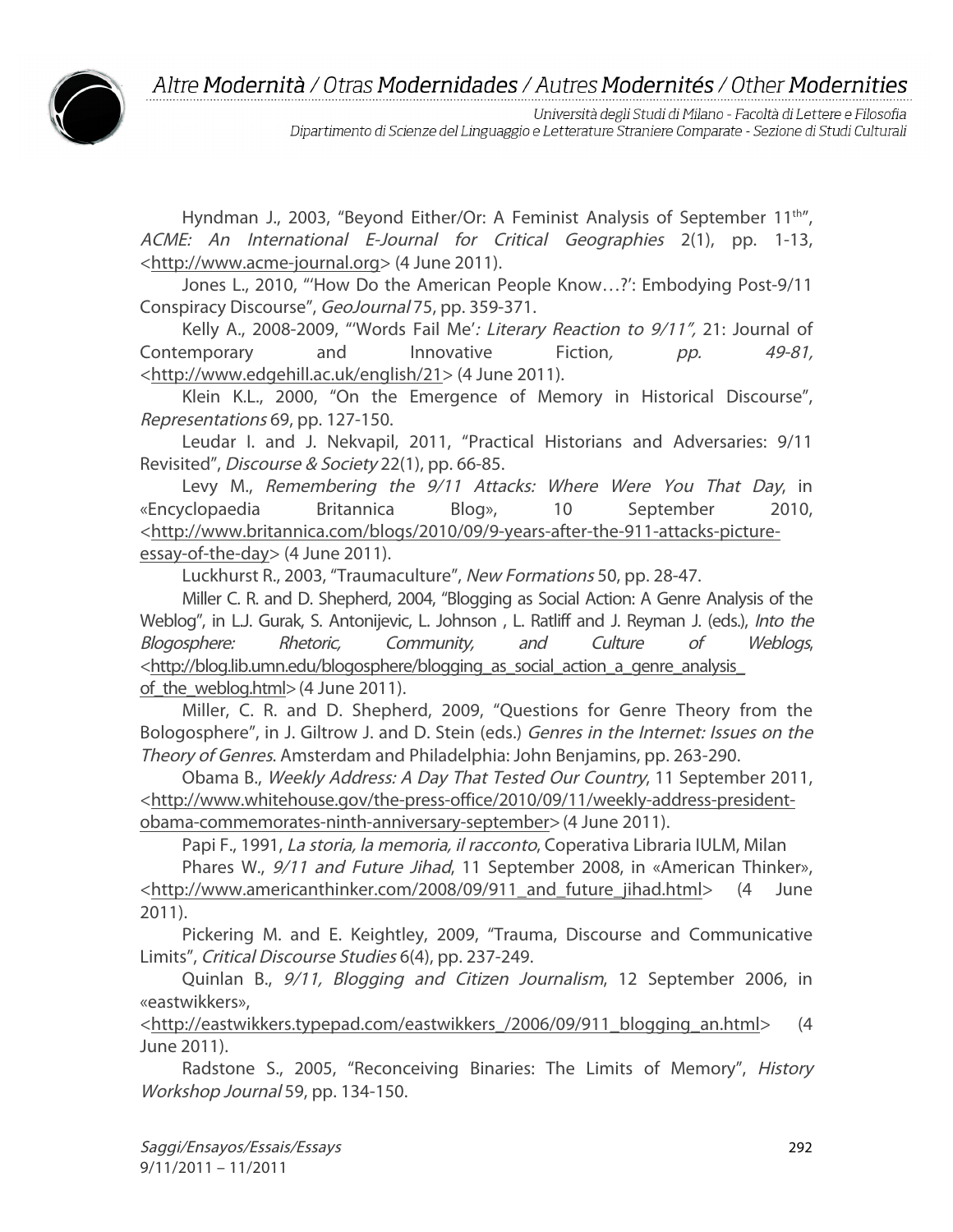Hyndman J., 2003, "Beyond Either/Or: A Feminist Analysis of September 11th", *ACME: An International E-Journal for Critical Geographies* 2(1), pp. 1-13, <http://www.acme-journal.org> (4 June 2011).

Jones L., 2010, "'How Do the American People Know…?': Embodying Post-9/11 Conspiracy Discourse", *GeoJournal* 75, pp. 359-371.

Kelly A., 2008-2009, "'Words Fail Me'*: Literary Reaction to 9/11",* 21: Journal of Contemporary and Innovative Fiction*, pp. 49-81,* <http://www.edgehill.ac.uk/english/21> (4 June 2011).

Klein K.L., 2000, "On the Emergence of Memory in Historical Discourse", *Representations* 69, pp. 127-150.

Leudar I. and J. Nekvapil, 2011, "Practical Historians and Adversaries: 9/11 Revisited", *Discourse & Society* 22(1), pp. 66-85.

Levy M., *Remembering the 9/11 Attacks: Where Were You That Day*, in «Encyclopaedia Britannica Blog», 10 September 2010, <http://www.britannica.com/blogs/2010/09/9-years-after-the-911-attacks-picture-essay-of-the-day> (4 June 2011).

Luckhurst R., 2003, "Traumaculture", *New Formations* 50, pp. 28-47.

Miller C. R. and D. Shepherd, 2004, "Blogging as Social Action: A Genre Analysis of the Weblog", in L.J. Gurak, S. Antonijevic, L. Johnson , L. Ratliff and J. Reyman J. (eds.), *Into the Blogosphere: Rhetoric, Community, and Culture of Weblogs*, <http://blog.lib.umn.edu/blogosphere/blogging_as_social_action_a_genre_analysis_of_the_weblog.html> (4 June 2011).

Miller, C. R. and D. Shepherd, 2009, "Questions for Genre Theory from the Bologosphere", in J. Giltrow J. and D. Stein (eds.) *Genres in the Internet: Issues on the Theory of Genres*. Amsterdam and Philadelphia: John Benjamins, pp. 263-290.

Obama B., *Weekly Address: A Day That Tested Our Country*, 11 September 2011, <http://www.whitehouse.gov/the-press-office/2010/09/11/weekly-address-president-obama-commemorates-ninth-anniversary-september> (4 June 2011).

Papi F., 1991, *La storia, la memoria, il racconto*, Coperativa Libraria IULM, Milan

Phares W., *9/11 and Future Jihad*, 11 September 2008, in «American Thinker», <http://www.americanthinker.com/2008/09/911_and_future_jihad.html> (4 June 2011).

Pickering M. and E. Keightley, 2009, "Trauma, Discourse and Communicative Limits", *Critical Discourse Studies* 6(4), pp. 237-249.

Quinlan B., *9/11, Blogging and Citizen Journalism*, 12 September 2006, in «eastwikkers», <http://eastwikkers.typepad.com/eastwikkers_/2006/09/911_blogging_an.html> (4 June 2011).

Radstone S., 2005, "Reconceiving Binaries: The Limits of Memory", *History Workshop Journal* 59, pp. 134-150.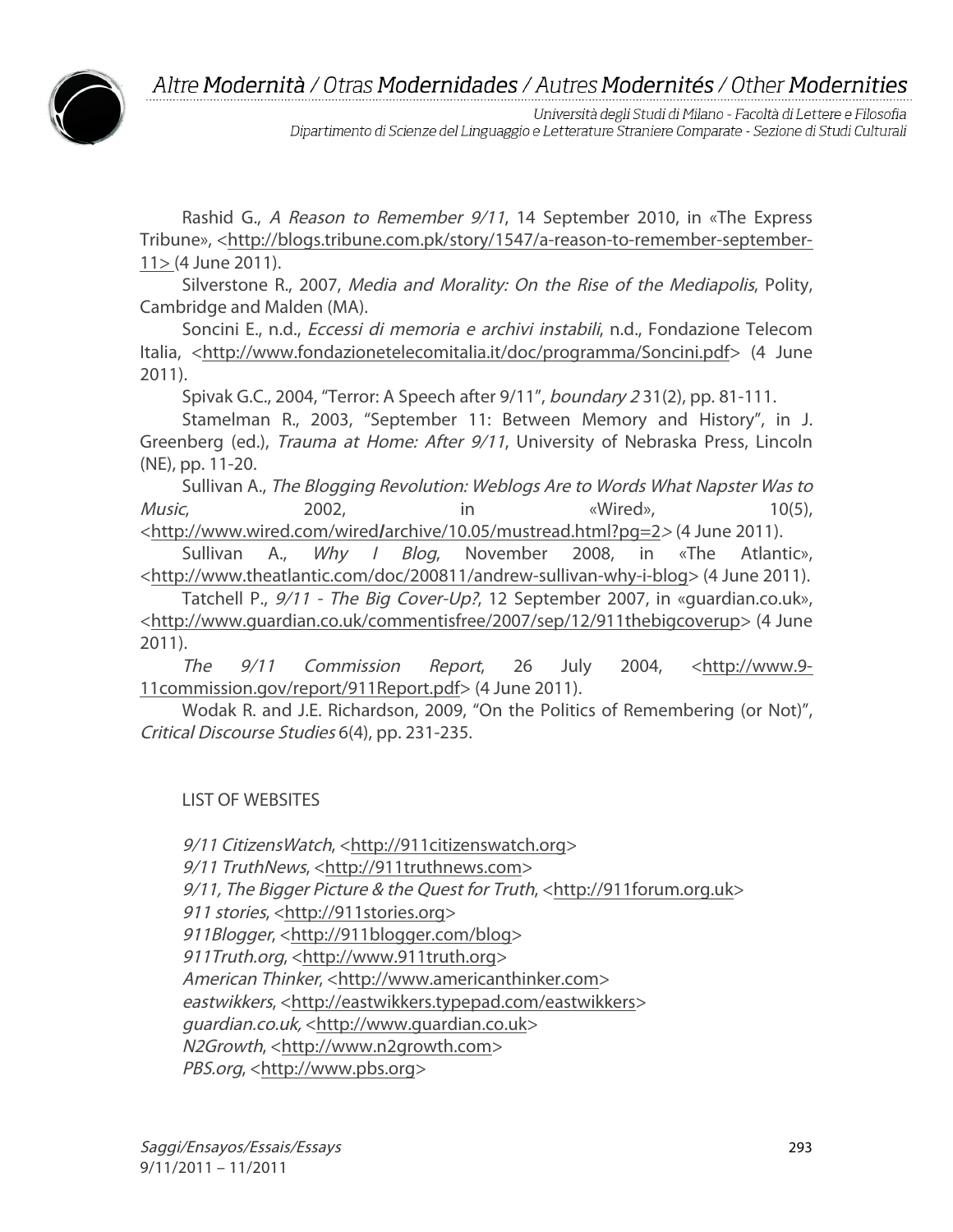Rashid G., *A Reason to Remember 9/11*, 14 September 2010, in «The Express Tribune», <http://blogs.tribune.com.pk/story/1547/a-reason-to-remember-september-11> (4 June 2011).

Silverstone R., 2007, *Media and Morality: On the Rise of the Mediapolis*, Polity, Cambridge and Malden (MA).

Soncini E., n.d., *Eccessi di memoria e archivi instabili*, n.d., Fondazione Telecom Italia, <http://www.fondazionetelecomitalia.it/doc/programma/Soncini.pdf> (4 June 2011).

Spivak G.C., 2004, "Terror: A Speech after 9/11", *boundary 2* 31(2), pp. 81-111.

Stamelman R., 2003, "September 11: Between Memory and History", in J. Greenberg (ed.), *Trauma at Home: After 9/11*, University of Nebraska Press, Lincoln (NE), pp. 11-20.

Sullivan A., *The Blogging Revolution: Weblogs Are to Words What Napster Was to Music*, 2002, in «Wired», 10(5), <http://www.wired.com/wired/archive/10.05/mustread.html?pg=2> (4 June 2011).

Sullivan A., *Why I Blog*, November 2008, in «The Atlantic», <http://www.theatlantic.com/doc/200811/andrew-sullivan-why-i-blog> (4 June 2011).

Tatchell P., *9/11 - The Big Cover-Up?*, 12 September 2007, in «guardian.co.uk», <http://www.guardian.co.uk/commentisfree/2007/sep/12/911thebigcoverup> (4 June 2011).

*The 9/11 Commission Report*, 26 July 2004, <http://www.9-11commission.gov/report/911Report.pdf> (4 June 2011).

Wodak R. and J.E. Richardson, 2009, "On the Politics of Remembering (or Not)", *Critical Discourse Studies* 6(4), pp. 231-235.

LIST OF WEBSITES

*9/11 CitizensWatch*, <http://911citizenswatch.org>
*9/11 TruthNews*, <http://911truthnews.com>
*9/11, The Bigger Picture & the Quest for Truth*, <http://911forum.org.uk>
*911 stories*, <http://911stories.org>
*911Blogger*, <http://911blogger.com/blog>
*911Truth.org*, <http://www.911truth.org>
*American Thinker*, <http://www.americanthinker.com>
*eastwikkers*, <http://eastwikkers.typepad.com/eastwikkers>
*guardian.co.uk*, <http://www.guardian.co.uk>
*N2Growth*, <http://www.n2growth.com>
*PBS.org*, <http://www.pbs.org>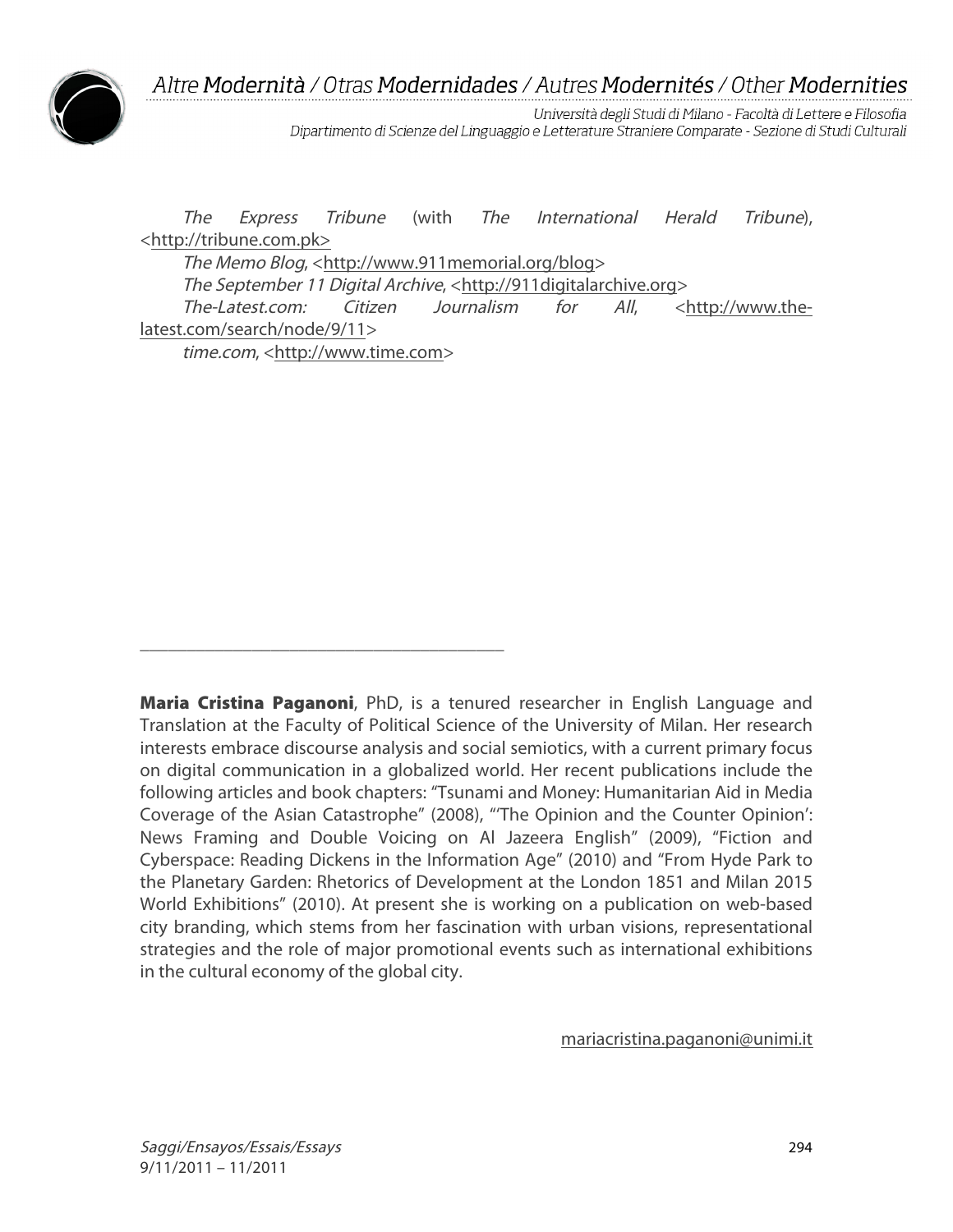*The Express Tribune* (with *The International Herald Tribune*), <http://tribune.com.pk>

*The Memo Blog*, <http://www.911memorial.org/blog>

*The September 11 Digital Archive*, <http://911digitalarchive.org>

*The-Latest.com: Citizen Journalism for All*, <http://www.the-latest.com/search/node/9/11>

*time.com*, <http://www.time.com>

---

**Maria Cristina Paganoni**, PhD, is a tenured researcher in English Language and Translation at the Faculty of Political Science of the University of Milan. Her research interests embrace discourse analysis and social semiotics, with a current primary focus on digital communication in a globalized world. Her recent publications include the following articles and book chapters: "Tsunami and Money: Humanitarian Aid in Media Coverage of the Asian Catastrophe" (2008), "'The Opinion and the Counter Opinion': News Framing and Double Voicing on Al Jazeera English" (2009), "Fiction and Cyberspace: Reading Dickens in the Information Age" (2010) and "From Hyde Park to the Planetary Garden: Rhetorics of Development at the London 1851 and Milan 2015 World Exhibitions" (2010). At present she is working on a publication on web-based city branding, which stems from her fascination with urban visions, representational strategies and the role of major promotional events such as international exhibitions in the cultural economy of the global city.

mariacristina.paganoni@unimi.it